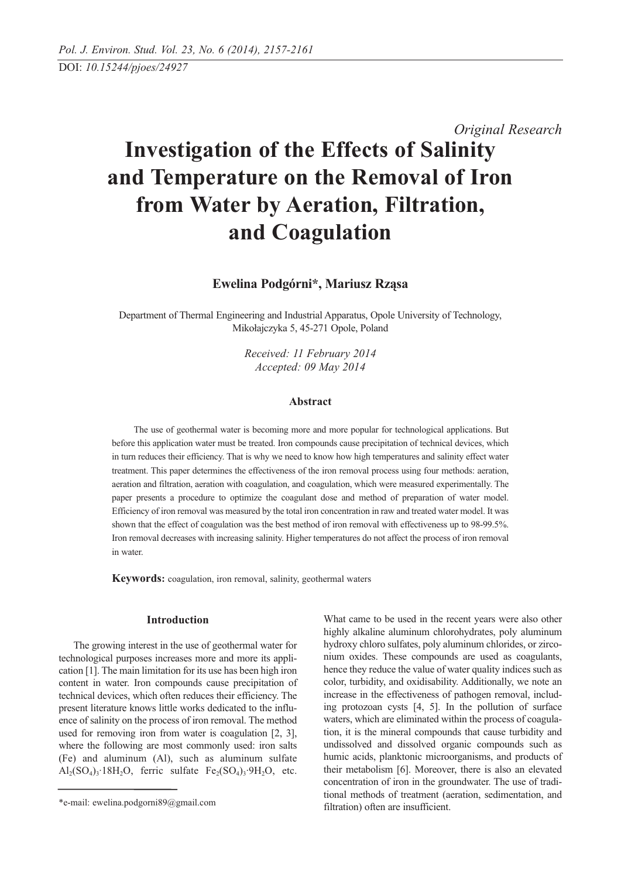DOI: *10.15244/pjoes/24927*

*Original Research*

# Investigation of the Effects of Salinity and Temperature on the Removal of Iron from Water by Aeration, Filtration, and Coagulation

**Ewelina Podgórni*, Mariusz Rząsa**

Department of Thermal Engineering and Industrial Apparatus, Opole University of Technology, Mikołajczyka 5, 45-271 Opole, Poland

*Received: 11 February 2014*
*Accepted: 09 May 2014*

### Abstract

The use of geothermal water is becoming more and more popular for technological applications. But before this application water must be treated. Iron compounds cause precipitation of technical devices, which in turn reduces their efficiency. That is why we need to know how high temperatures and salinity effect water treatment. This paper determines the effectiveness of the iron removal process using four methods: aeration, aeration and filtration, aeration with coagulation, and coagulation, which were measured experimentally. The paper presents a procedure to optimize the coagulant dose and method of preparation of water model. Efficiency of iron removal was measured by the total iron concentration in raw and treated water model. It was shown that the effect of coagulation was the best method of iron removal with effectiveness up to 98-99.5%. Iron removal decreases with increasing salinity. Higher temperatures do not affect the process of iron removal in water.

**Keywords:** coagulation, iron removal, salinity, geothermal waters

## Introduction

The growing interest in the use of geothermal water for technological purposes increases more and more its application [1]. The main limitation for its use has been high iron content in water. Iron compounds cause precipitation of technical devices, which often reduces their efficiency. The present literature knows little works dedicated to the influence of salinity on the process of iron removal. The method used for removing iron from water is coagulation [2, 3], where the following are most commonly used: iron salts (Fe) and aluminum (Al), such as aluminum sulfate $Al_2(SO_4)_3{\cdot}18H_2O$, ferric sulfate $Fe_2(SO_4)_3{\cdot}9H_2O$, etc. What came to be used in the recent years were also other highly alkaline aluminum chlorohydrates, poly aluminum hydroxy chloro sulfates, poly aluminum chlorides, or zirconium oxides. These compounds are used as coagulants, hence they reduce the value of water quality indices such as color, turbidity, and oxidisability. Additionally, we note an increase in the effectiveness of pathogen removal, including protozoan cysts [4, 5]. In the pollution of surface waters, which are eliminated within the process of coagulation, it is the mineral compounds that cause turbidity and undissolved and dissolved organic compounds such as humic acids, planktonic microorganisms, and products of their metabolism [6]. Moreover, there is also an elevated concentration of iron in the groundwater. The use of traditional methods of treatment (aeration, sedimentation, and filtration) often are insufficient.

*e-mail: ewelina.podgorni89@gmail.com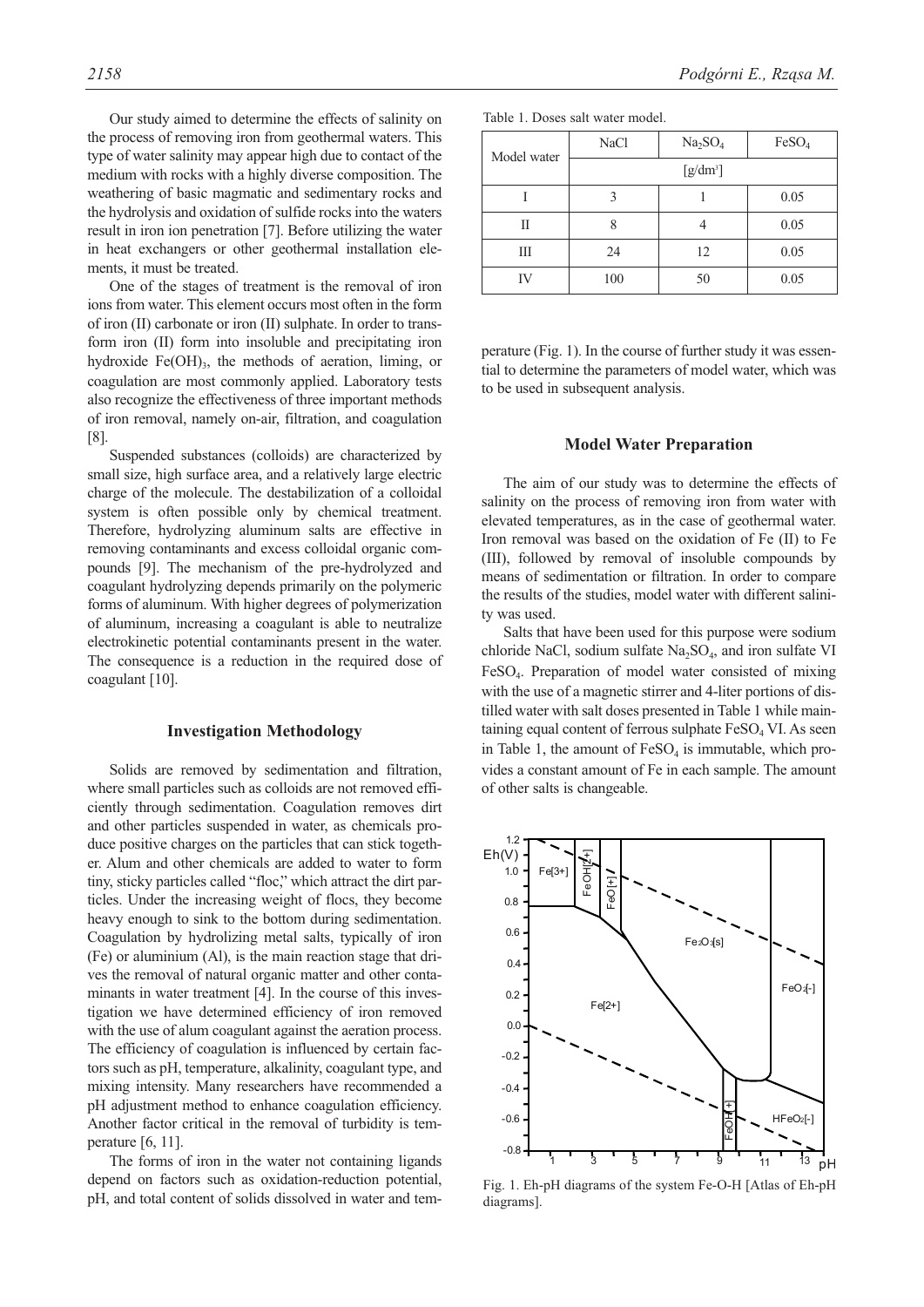Our study aimed to determine the effects of salinity on the process of removing iron from geothermal waters. This type of water salinity may appear high due to contact of the medium with rocks with a highly diverse composition. The weathering of basic magmatic and sedimentary rocks and the hydrolysis and oxidation of sulfide rocks into the waters result in iron ion penetration [7]. Before utilizing the water in heat exchangers or other geothermal installation elements, it must be treated.

One of the stages of treatment is the removal of iron ions from water. This element occurs most often in the form of iron (II) carbonate or iron (II) sulphate. In order to transform iron (II) form into insoluble and precipitating iron hydroxide $Fe(OH)_3$, the methods of aeration, liming, or coagulation are most commonly applied. Laboratory tests also recognize the effectiveness of three important methods of iron removal, namely on-air, filtration, and coagulation [8].

Suspended substances (colloids) are characterized by small size, high surface area, and a relatively large electric charge of the molecule. The destabilization of a colloidal system is often possible only by chemical treatment. Therefore, hydrolyzing aluminum salts are effective in removing contaminants and excess colloidal organic compounds [9]. The mechanism of the pre-hydrolyzed and coagulant hydrolyzing depends primarily on the polymeric forms of aluminum. With higher degrees of polymerization of aluminum, increasing a coagulant is able to neutralize electrokinetic potential contaminants present in the water. The consequence is a reduction in the required dose of coagulant [10].

## Investigation Methodology

Solids are removed by sedimentation and filtration, where small particles such as colloids are not removed efficiently through sedimentation. Coagulation removes dirt and other particles suspended in water, as chemicals produce positive charges on the particles that can stick together. Alum and other chemicals are added to water to form tiny, sticky particles called "floc," which attract the dirt particles. Under the increasing weight of flocs, they become heavy enough to sink to the bottom during sedimentation. Coagulation by hydrolizing metal salts, typically of iron (Fe) or aluminium (Al), is the main reaction stage that drives the removal of natural organic matter and other contaminants in water treatment [4]. In the course of this investigation we have determined efficiency of iron removed with the use of alum coagulant against the aeration process. The efficiency of coagulation is influenced by certain factors such as pH, temperature, alkalinity, coagulant type, and mixing intensity. Many researchers have recommended a pH adjustment method to enhance coagulation efficiency. Another factor critical in the removal of turbidity is temperature [6, 11].

The forms of iron in the water not containing ligands depend on factors such as oxidation-reduction potential, pH, and total content of solids dissolved in water and temperature (Fig. 1). In the course of further study it was essential to determine the parameters of model water, which was to be used in subsequent analysis.

Table 1. Doses salt water model.

| Model water | NaCl | $Na_2SO_4$ | $FeSO_4$ |
|---|---|---|---|
| | [g/dm³] | | |
| I | 3 | 1 | 0.05 |
| II | 8 | 4 | 0.05 |
| III | 24 | 12 | 0.05 |
| IV | 100 | 50 | 0.05 |

## Model Water Preparation

The aim of our study was to determine the effects of salinity on the process of removing iron from water with elevated temperatures, as in the case of geothermal water. Iron removal was based on the oxidation of Fe (II) to Fe (III), followed by removal of insoluble compounds by means of sedimentation or filtration. In order to compare the results of the studies, model water with different salinity was used.

Salts that have been used for this purpose were sodium chloride NaCl, sodium sulfate $Na_2SO_4$, and iron sulfate VI $FeSO_4$. Preparation of model water consisted of mixing with the use of a magnetic stirrer and 4-liter portions of distilled water with salt doses presented in Table 1 while maintaining equal content of ferrous sulphate $FeSO_4$ VI. As seen in Table 1, the amount of $FeSO_4$ is immutable, which provides a constant amount of Fe in each sample. The amount of other salts is changeable.

Fig. 1. Eh-pH diagrams of the system Fe-O-H [Atlas of Eh-pH diagrams].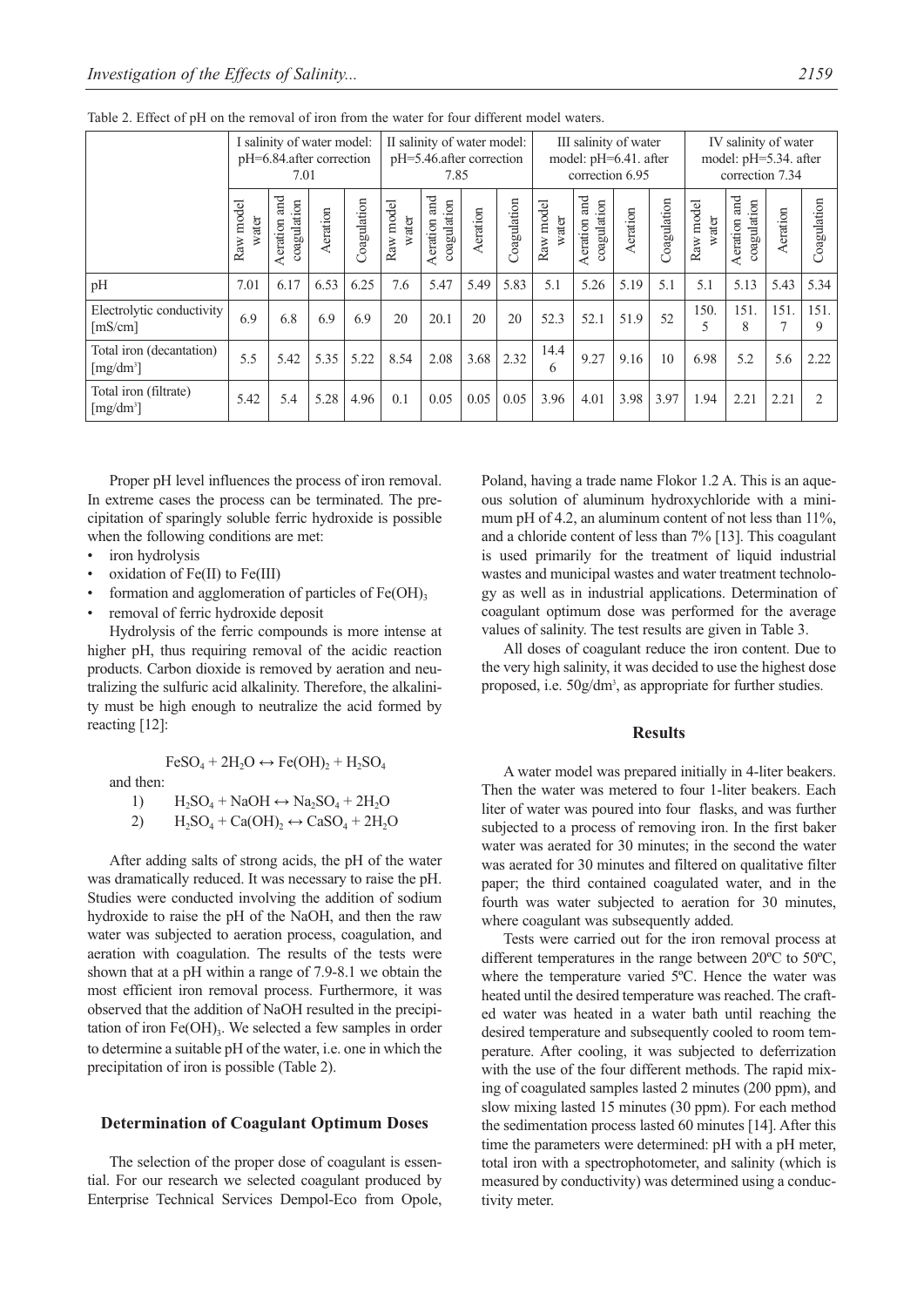Table 2. Effect of pH on the removal of iron from the water for four different model waters.

| | I salinity of water model: pH=6.84.after correction 7.01 | | | | II salinity of water model: pH=5.46.after correction 7.85 | | | | III salinity of water model: pH=6.41. after correction 6.95 | | | | IV salinity of water model: pH=5.34. after correction 7.34 | | | |
|---|---|---|---|---|---|---|---|---|---|---|---|---|---|---|---|---|
| | Raw model water | Aeration and coagulation | Aeration | Coagulation | Raw model water | Aeration and coagulation | Aeration | Coagulation | Raw model water | Aeration and coagulation | Aeration | Coagulation | Raw model water | Aeration and coagulation | Aeration | Coagulation |
| pH | 7.01 | 6.17 | 6.53 | 6.25 | 7.6 | 5.47 | 5.49 | 5.83 | 5.1 | 5.26 | 5.19 | 5.1 | 5.1 | 5.13 | 5.43 | 5.34 |
| Electrolytic conductivity [mS/cm] | 6.9 | 6.8 | 6.9 | 6.9 | 20 | 20.1 | 20 | 20 | 52.3 | 52.1 | 51.9 | 52 | 150.5 | 151.8 | 151.7 | 151.9 |
| Total iron (decantation) [mg/dm³] | 5.5 | 5.42 | 5.35 | 5.22 | 8.54 | 2.08 | 3.68 | 2.32 | 14.46 | 9.27 | 9.16 | 10 | 6.98 | 5.2 | 5.6 | 2.22 |
| Total iron (filtrate) [mg/dm³] | 5.42 | 5.4 | 5.28 | 4.96 | 0.1 | 0.05 | 0.05 | 0.05 | 3.96 | 4.01 | 3.98 | 3.97 | 1.94 | 2.21 | 2.21 | 2 |

Proper pH level influences the process of iron removal. In extreme cases the process can be terminated. The precipitation of sparingly soluble ferric hydroxide is possible when the following conditions are met:

- iron hydrolysis
- oxidation of Fe(II) to Fe(III)
- formation and agglomeration of particles of $Fe(OH)_3$
- removal of ferric hydroxide deposit

Hydrolysis of the ferric compounds is more intense at higher pH, thus requiring removal of the acidic reaction products. Carbon dioxide is removed by aeration and neutralizing the sulfuric acid alkalinity. Therefore, the alkalinity must be high enough to neutralize the acid formed by reacting [12]:

$$FeSO_4 + 2H_2O \leftrightarrow Fe(OH)_2 + H_2SO_4$$

and then:

1) $H_2SO_4 + NaOH \leftrightarrow Na_2SO_4 + 2H_2O$
2) $H_2SO_4 + Ca(OH)_2 \leftrightarrow CaSO_4 + 2H_2O$

After adding salts of strong acids, the pH of the water was dramatically reduced. It was necessary to raise the pH. Studies were conducted involving the addition of sodium hydroxide to raise the pH of the NaOH, and then the raw water was subjected to aeration process, coagulation, and aeration with coagulation. The results of the tests were shown that at a pH within a range of 7.9-8.1 we obtain the most efficient iron removal process. Furthermore, it was observed that the addition of NaOH resulted in the precipitation of iron $Fe(OH)_3$. We selected a few samples in order to determine a suitable pH of the water, i.e. one in which the precipitation of iron is possible (Table 2).

### Determination of Coagulant Optimum Doses

The selection of the proper dose of coagulant is essential. For our research we selected coagulant produced by Enterprise Technical Services Dempol-Eco from Opole, Poland, having a trade name Flokor 1.2 A. This is an aqueous solution of aluminum hydroxychloride with a minimum pH of 4.2, an aluminum content of not less than 11%, and a chloride content of less than 7% [13]. This coagulant is used primarily for the treatment of liquid industrial wastes and municipal wastes and water treatment technology as well as in industrial applications. Determination of coagulant optimum dose was performed for the average values of salinity. The test results are given in Table 3.

All doses of coagulant reduce the iron content. Due to the very high salinity, it was decided to use the highest dose proposed, i.e. 50g/dm³, as appropriate for further studies.

## Results

A water model was prepared initially in 4-liter beakers. Then the water was metered to four 1-liter beakers. Each liter of water was poured into four flasks, and was further subjected to a process of removing iron. In the first baker water was aerated for 30 minutes; in the second the water was aerated for 30 minutes and filtered on qualitative filter paper; the third contained coagulated water, and in the fourth was water subjected to aeration for 30 minutes, where coagulant was subsequently added.

Tests were carried out for the iron removal process at different temperatures in the range between 20ºC to 50ºC, where the temperature varied 5ºC. Hence the water was heated until the desired temperature was reached. The crafted water was heated in a water bath until reaching the desired temperature and subsequently cooled to room temperature. After cooling, it was subjected to deferrization with the use of the four different methods. The rapid mixing of coagulated samples lasted 2 minutes (200 ppm), and slow mixing lasted 15 minutes (30 ppm). For each method the sedimentation process lasted 60 minutes [14]. After this time the parameters were determined: pH with a pH meter, total iron with a spectrophotometer, and salinity (which is measured by conductivity) was determined using a conductivity meter.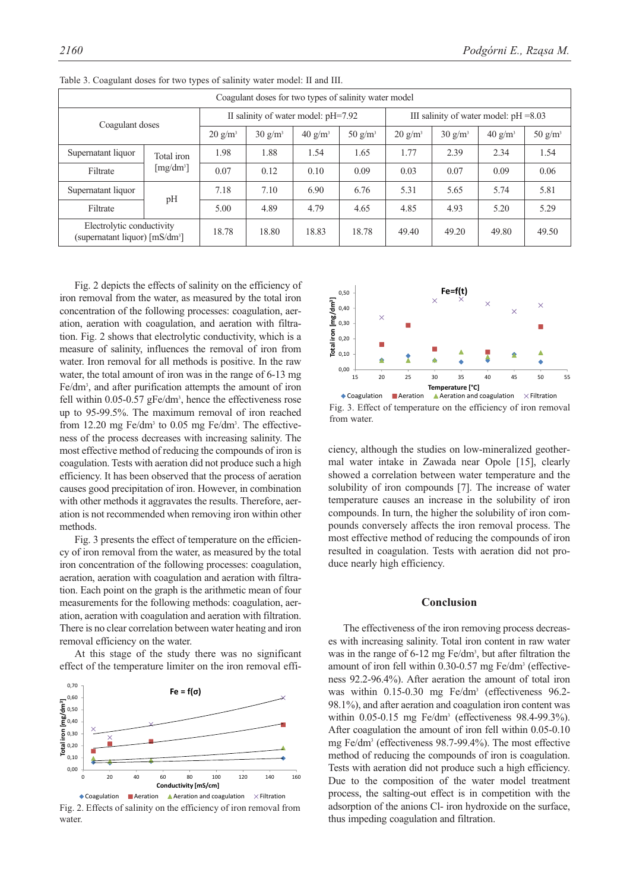Table 3. Coagulant doses for two types of salinity water model: II and III.

| Coagulant doses for two types of salinity water model | | | | | | | | | |
|---|---|---|---|---|---|---|---|---|---|
| Coagulant doses | | II salinity of water model: pH=7.92 | | | | III salinity of water model: pH =8.03 | | | |
| | | 20 g/m³ | 30 g/m³ | 40 g/m³ | 50 g/m³ | 20 g/m³ | 30 g/m³ | 40 g/m³ | 50 g/m³ |
| Supernatant liquor | Total iron [mg/dm³] | 1.98 | 1.88 | 1.54 | 1.65 | 1.77 | 2.39 | 2.34 | 1.54 |
| Filtrate | | 0.07 | 0.12 | 0.10 | 0.09 | 0.03 | 0.07 | 0.09 | 0.06 |
| Supernatant liquor | pH | 7.18 | 7.10 | 6.90 | 6.76 | 5.31 | 5.65 | 5.74 | 5.81 |
| Filtrate | | 5.00 | 4.89 | 4.79 | 4.65 | 4.85 | 4.93 | 5.20 | 5.29 |
| Electrolytic conductivity (supernatant liquor) [mS/dm³] | | 18.78 | 18.80 | 18.83 | 18.78 | 49.40 | 49.20 | 49.80 | 49.50 |

Fig. 2 depicts the effects of salinity on the efficiency of iron removal from the water, as measured by the total iron concentration of the following processes: coagulation, aeration, aeration with coagulation, and aeration with filtration. Fig. 2 shows that electrolytic conductivity, which is a measure of salinity, influences the removal of iron from water. Iron removal for all methods is positive. In the raw water, the total amount of iron was in the range of 6-13 mg Fe/dm³, and after purification attempts the amount of iron fell within 0.05-0.57 gFe/dm³, hence the effectiveness rose up to 95-99.5%. The maximum removal of iron reached from 12.20 mg Fe/dm³ to 0.05 mg Fe/dm³. The effectiveness of the process decreases with increasing salinity. The most effective method of reducing the compounds of iron is coagulation. Tests with aeration did not produce such a high efficiency. It has been observed that the process of aeration causes good precipitation of iron. However, in combination with other methods it aggravates the results. Therefore, aeration is not recommended when removing iron within other methods.

Fig. 3 presents the effect of temperature on the efficiency of iron removal from the water, as measured by the total iron concentration of the following processes: coagulation, aeration, aeration with coagulation and aeration with filtration. Each point on the graph is the arithmetic mean of four measurements for the following methods: coagulation, aeration, aeration with coagulation and aeration with filtration. There is no clear correlation between water heating and iron removal efficiency on the water.

At this stage of the study there was no significant effect of the temperature limiter on the iron removal efficiency, although the studies on low-mineralized geothermal water intake in Zawada near Opole [15], clearly showed a correlation between water temperature and the solubility of iron compounds [7]. The increase of water temperature causes an increase in the solubility of iron compounds. In turn, the higher the solubility of iron compounds conversely affects the iron removal process. The most effective method of reducing the compounds of iron resulted in coagulation. Tests with aeration did not produce nearly high efficiency.

Fig. 2. Effects of salinity on the efficiency of iron removal from water.

Fig. 3. Effect of temperature on the efficiency of iron removal from water.

## Conclusion

The effectiveness of the iron removing process decreases with increasing salinity. Total iron content in raw water was in the range of 6-12 mg Fe/dm³, but after filtration the amount of iron fell within 0.30-0.57 mg Fe/dm³ (effectiveness 92.2-96.4%). After aeration the amount of total iron was within 0.15-0.30 mg Fe/dm³ (effectiveness 96.2-98.1%), and after aeration and coagulation iron content was within 0.05-0.15 mg Fe/dm³ (effectiveness 98.4-99.3%). After coagulation the amount of iron fell within 0.05-0.10 mg Fe/dm³ (effectiveness 98.7-99.4%). The most effective method of reducing the compounds of iron is coagulation. Tests with aeration did not produce such a high efficiency. Due to the composition of the water model treatment process, the salting-out effect is in competition with the adsorption of the anions Cl- iron hydroxide on the surface, thus impeding coagulation and filtration.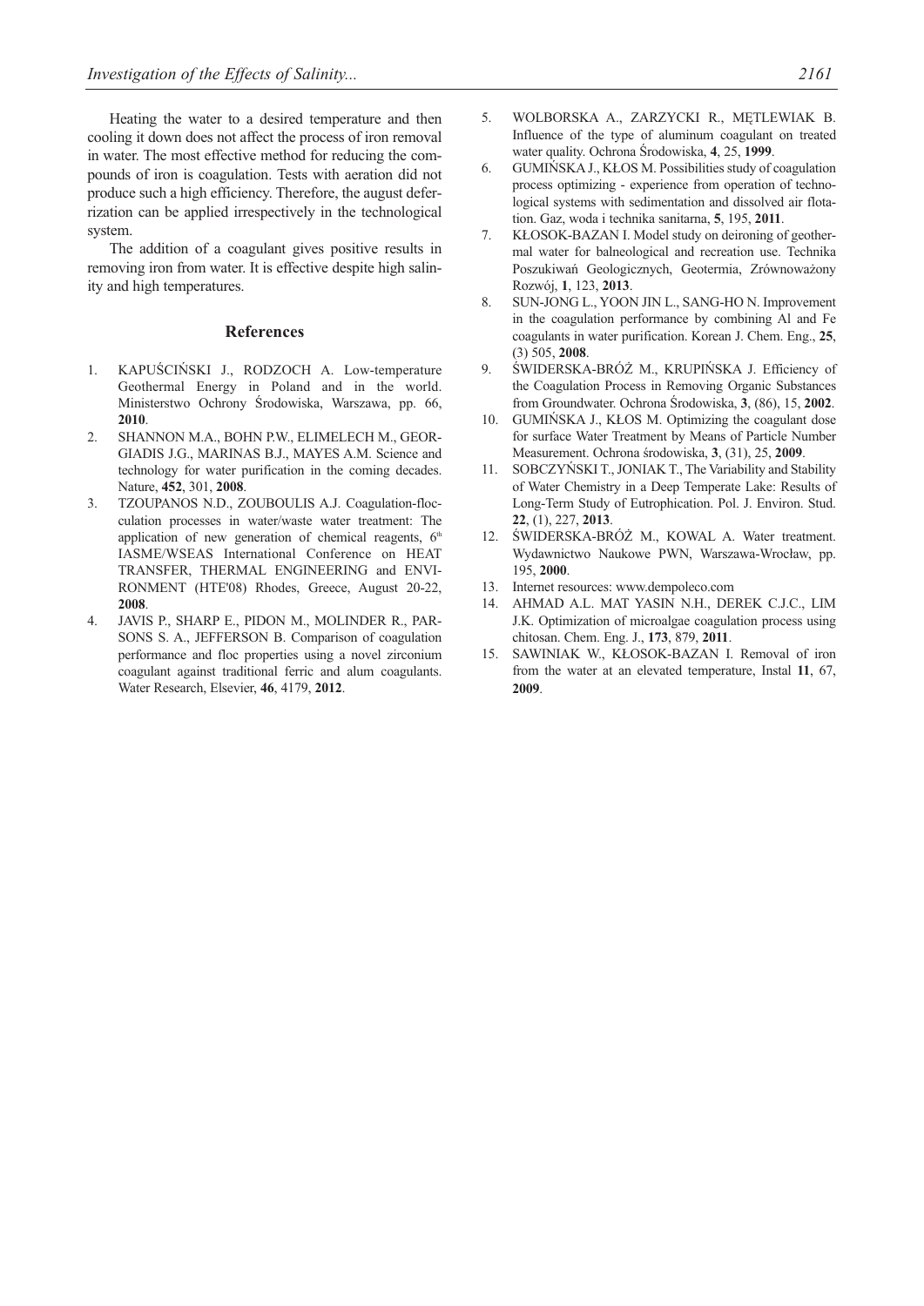Heating the water to a desired temperature and then cooling it down does not affect the process of iron removal in water. The most effective method for reducing the compounds of iron is coagulation. Tests with aeration did not produce such a high efficiency. Therefore, the august deferrization can be applied irrespectively in the technological system.

The addition of a coagulant gives positive results in removing iron from water. It is effective despite high salinity and high temperatures.

## References

1. KAPUŚCIŃSKI J., RODZOCH A. Low-temperature Geothermal Energy in Poland and in the world. Ministerstwo Ochrony Środowiska, Warszawa, pp. 66, **2010**.
2. SHANNON M.A., BOHN P.W., ELIMELECH M., GEORGIADIS J.G., MARINAS B.J., MAYES A.M. Science and technology for water purification in the coming decades. Nature, **452**, 301, **2008**.
3. TZOUPANOS N.D., ZOUBOULIS A.J. Coagulation-flocculation processes in water/waste water treatment: The application of new generation of chemical reagents, 6th IASME/WSEAS International Conference on HEAT TRANSFER, THERMAL ENGINEERING and ENVIRONMENT (HTE'08) Rhodes, Greece, August 20-22, **2008**.
4. JAVIS P., SHARP E., PIDON M., MOLINDER R., PARSONS S. A., JEFFERSON B. Comparison of coagulation performance and floc properties using a novel zirconium coagulant against traditional ferric and alum coagulants. Water Research, Elsevier, **46**, 4179, **2012**.
5. WOLBORSKA A., ZARZYCKI R., MĘTLEWIAK B. Influence of the type of aluminum coagulant on treated water quality. Ochrona Środowiska, **4**, 25, **1999**.
6. GUMIŃSKA J., KŁOS M. Possibilities study of coagulation process optimizing - experience from operation of technological systems with sedimentation and dissolved air flotation. Gaz, woda i technika sanitarna, **5**, 195, **2011**.
7. KŁOSOK-BAZAN I. Model study on deironing of geothermal water for balneological and recreation use. Technika Poszukiwań Geologicznych, Geotermia, Zrównoważony Rozwój, **1**, 123, **2013**.
8. SUN-JONG L., YOON JIN L., SANG-HO N. Improvement in the coagulation performance by combining Al and Fe coagulants in water purification. Korean J. Chem. Eng., **25**, (3) 505, **2008**.
9. ŚWIDERSKA-BRÓŻ M., KRUPIŃSKA J. Efficiency of the Coagulation Process in Removing Organic Substances from Groundwater. Ochrona Środowiska, **3**, (86), 15, **2002**.
10. GUMIŃSKA J., KŁOS M. Optimizing the coagulant dose for surface Water Treatment by Means of Particle Number Measurement. Ochrona środowiska, **3**, (31), 25, **2009**.
11. SOBCZYŃSKI T., JONIAK T., The Variability and Stability of Water Chemistry in a Deep Temperate Lake: Results of Long-Term Study of Eutrophication. Pol. J. Environ. Stud. **22**, (1), 227, **2013**.
12. ŚWIDERSKA-BRÓŻ M., KOWAL A. Water treatment. Wydawnictwo Naukowe PWN, Warszawa-Wrocław, pp. 195, **2000**.
13. Internet resources: www.dempoleco.com
14. AHMAD A.L. MAT YASIN N.H., DEREK C.J.C., LIM J.K. Optimization of microalgae coagulation process using chitosan. Chem. Eng. J., **173**, 879, **2011**.
15. SAWINIAK W., KŁOSOK-BAZAN I. Removal of iron from the water at an elevated temperature, Instal **11**, 67, **2009**.